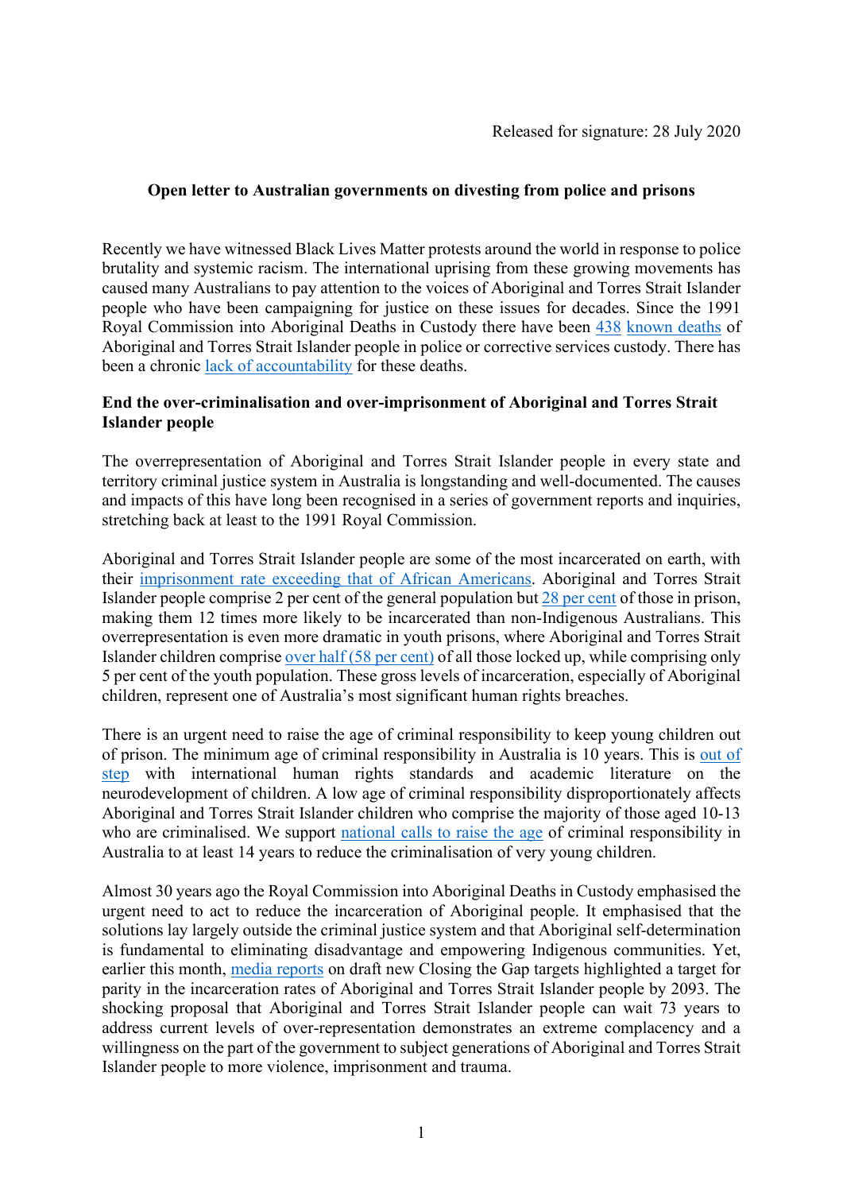Released for signature: 28 July 2020

## Open letter to Australian governments on divesting from police and prisons

Recently we have witnessed Black Lives Matter protests around the world in response to police brutality and systemic racism. The international uprising from these growing movements has caused many Australians to pay attention to the voices of Aboriginal and Torres Strait Islander people who have been campaigning for justice on these issues for decades. Since the 1991 Royal Commission into Aboriginal Deaths in Custody there have been 438 known deaths of Aboriginal and Torres Strait Islander people in police or corrective services custody. There has been a chronic lack of accountability for these deaths.

### End the over-criminalisation and over-imprisonment of Aboriginal and Torres Strait Islander people

The overrepresentation of Aboriginal and Torres Strait Islander people in every state and territory criminal justice system in Australia is longstanding and well-documented. The causes and impacts of this have long been recognised in a series of government reports and inquiries, stretching back at least to the 1991 Royal Commission.

Aboriginal and Torres Strait Islander people are some of the most incarcerated on earth, with their imprisonment rate exceeding that of African Americans. Aboriginal and Torres Strait Islander people comprise 2 per cent of the general population but 28 per cent of those in prison, making them 12 times more likely to be incarcerated than non-Indigenous Australians. This overrepresentation is even more dramatic in youth prisons, where Aboriginal and Torres Strait Islander children comprise over half (58 per cent) of all those locked up, while comprising only 5 per cent of the youth population. These gross levels of incarceration, especially of Aboriginal children, represent one of Australia's most significant human rights breaches.

There is an urgent need to raise the age of criminal responsibility to keep young children out of prison. The minimum age of criminal responsibility in Australia is 10 years. This is out of step with international human rights standards and academic literature on the neurodevelopment of children. A low age of criminal responsibility disproportionately affects Aboriginal and Torres Strait Islander children who comprise the majority of those aged 10-13 who are criminalised. We support national calls to raise the age of criminal responsibility in Australia to at least 14 years to reduce the criminalisation of very young children.

Almost 30 years ago the Royal Commission into Aboriginal Deaths in Custody emphasised the urgent need to act to reduce the incarceration of Aboriginal people. It emphasised that the solutions lay largely outside the criminal justice system and that Aboriginal self-determination is fundamental to eliminating disadvantage and empowering Indigenous communities. Yet, earlier this month, media reports on draft new Closing the Gap targets highlighted a target for parity in the incarceration rates of Aboriginal and Torres Strait Islander people by 2093. The shocking proposal that Aboriginal and Torres Strait Islander people can wait 73 years to address current levels of over-representation demonstrates an extreme complacency and a willingness on the part of the government to subject generations of Aboriginal and Torres Strait Islander people to more violence, imprisonment and trauma.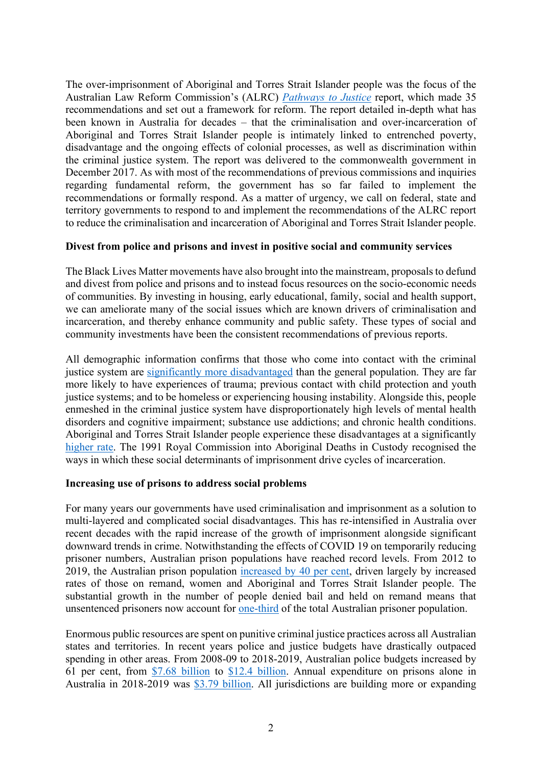The over-imprisonment of Aboriginal and Torres Strait Islander people was the focus of the Australian Law Reform Commission's (ALRC) *Pathways to Justice* report, which made 35 recommendations and set out a framework for reform. The report detailed in-depth what has been known in Australia for decades – that the criminalisation and over-incarceration of Aboriginal and Torres Strait Islander people is intimately linked to entrenched poverty, disadvantage and the ongoing effects of colonial processes, as well as discrimination within the criminal justice system. The report was delivered to the commonwealth government in December 2017. As with most of the recommendations of previous commissions and inquiries regarding fundamental reform, the government has so far failed to implement the recommendations or formally respond. As a matter of urgency, we call on federal, state and territory governments to respond to and implement the recommendations of the ALRC report to reduce the criminalisation and incarceration of Aboriginal and Torres Strait Islander people.

**Divest from police and prisons and invest in positive social and community services**

The Black Lives Matter movements have also brought into the mainstream, proposals to defund and divest from police and prisons and to instead focus resources on the socio-economic needs of communities. By investing in housing, early educational, family, social and health support, we can ameliorate many of the social issues which are known drivers of criminalisation and incarceration, and thereby enhance community and public safety. These types of social and community investments have been the consistent recommendations of previous reports.

All demographic information confirms that those who come into contact with the criminal justice system are significantly more disadvantaged than the general population. They are far more likely to have experiences of trauma; previous contact with child protection and youth justice systems; and to be homeless or experiencing housing instability. Alongside this, people enmeshed in the criminal justice system have disproportionately high levels of mental health disorders and cognitive impairment; substance use addictions; and chronic health conditions. Aboriginal and Torres Strait Islander people experience these disadvantages at a significantly higher rate. The 1991 Royal Commission into Aboriginal Deaths in Custody recognised the ways in which these social determinants of imprisonment drive cycles of incarceration.

**Increasing use of prisons to address social problems**

For many years our governments have used criminalisation and imprisonment as a solution to multi-layered and complicated social disadvantages. This has re-intensified in Australia over recent decades with the rapid increase of the growth of imprisonment alongside significant downward trends in crime. Notwithstanding the effects of COVID 19 on temporarily reducing prisoner numbers, Australian prison populations have reached record levels. From 2012 to 2019, the Australian prison population increased by 40 per cent, driven largely by increased rates of those on remand, women and Aboriginal and Torres Strait Islander people. The substantial growth in the number of people denied bail and held on remand means that unsentenced prisoners now account for one-third of the total Australian prisoner population.

Enormous public resources are spent on punitive criminal justice practices across all Australian states and territories. In recent years police and justice budgets have drastically outpaced spending in other areas. From 2008-09 to 2018-2019, Australian police budgets increased by 61 per cent, from $7.68 billion to $12.4 billion. Annual expenditure on prisons alone in Australia in 2018-2019 was $3.79 billion. All jurisdictions are building more or expanding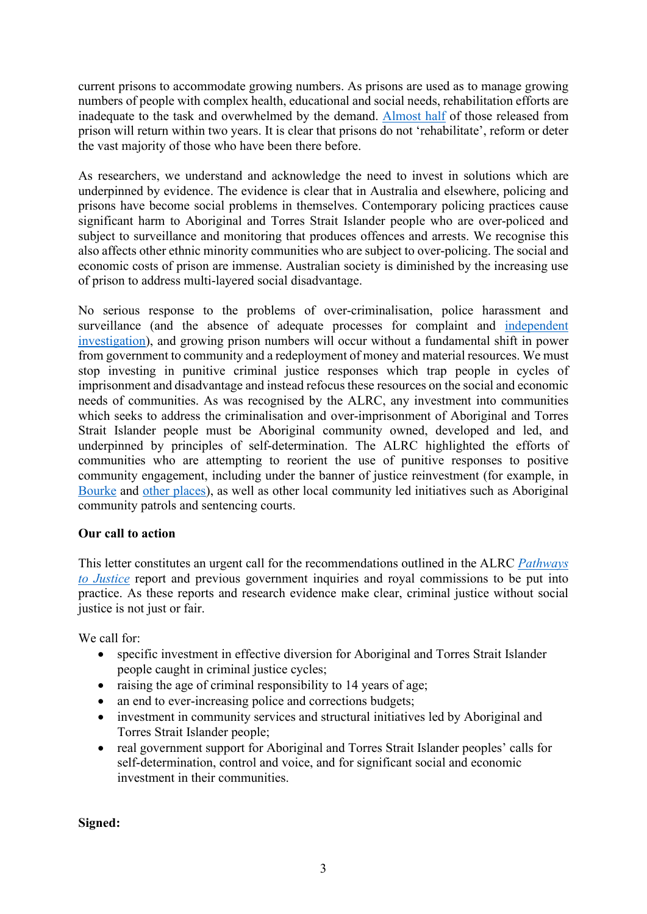current prisons to accommodate growing numbers. As prisons are used as to manage growing numbers of people with complex health, educational and social needs, rehabilitation efforts are inadequate to the task and overwhelmed by the demand. Almost half of those released from prison will return within two years. It is clear that prisons do not 'rehabilitate', reform or deter the vast majority of those who have been there before.

As researchers, we understand and acknowledge the need to invest in solutions which are underpinned by evidence. The evidence is clear that in Australia and elsewhere, policing and prisons have become social problems in themselves. Contemporary policing practices cause significant harm to Aboriginal and Torres Strait Islander people who are over-policed and subject to surveillance and monitoring that produces offences and arrests. We recognise this also affects other ethnic minority communities who are subject to over-policing. The social and economic costs of prison are immense. Australian society is diminished by the increasing use of prison to address multi-layered social disadvantage.

No serious response to the problems of over-criminalisation, police harassment and surveillance (and the absence of adequate processes for complaint and independent investigation), and growing prison numbers will occur without a fundamental shift in power from government to community and a redeployment of money and material resources. We must stop investing in punitive criminal justice responses which trap people in cycles of imprisonment and disadvantage and instead refocus these resources on the social and economic needs of communities. As was recognised by the ALRC, any investment into communities which seeks to address the criminalisation and over-imprisonment of Aboriginal and Torres Strait Islander people must be Aboriginal community owned, developed and led, and underpinned by principles of self-determination. The ALRC highlighted the efforts of communities who are attempting to reorient the use of punitive responses to positive community engagement, including under the banner of justice reinvestment (for example, in Bourke and other places), as well as other local community led initiatives such as Aboriginal community patrols and sentencing courts.

**Our call to action**

This letter constitutes an urgent call for the recommendations outlined in the ALRC *Pathways to Justice* report and previous government inquiries and royal commissions to be put into practice. As these reports and research evidence make clear, criminal justice without social justice is not just or fair.

We call for:

- specific investment in effective diversion for Aboriginal and Torres Strait Islander people caught in criminal justice cycles;
- raising the age of criminal responsibility to 14 years of age;
- an end to ever-increasing police and corrections budgets;
- investment in community services and structural initiatives led by Aboriginal and Torres Strait Islander people;
- real government support for Aboriginal and Torres Strait Islander peoples' calls for self-determination, control and voice, and for significant social and economic investment in their communities.

**Signed:**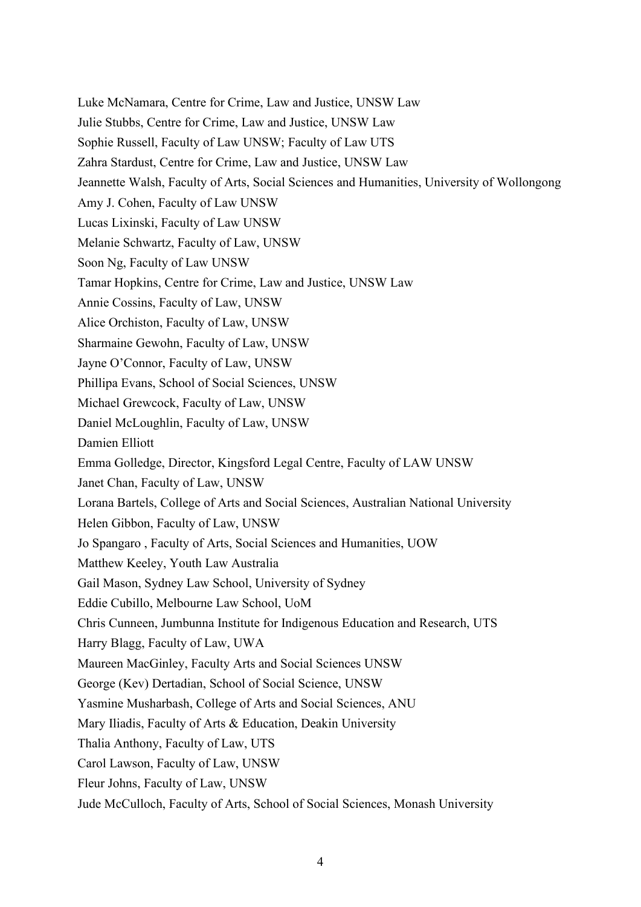Luke McNamara, Centre for Crime, Law and Justice, UNSW Law

Julie Stubbs, Centre for Crime, Law and Justice, UNSW Law

Sophie Russell, Faculty of Law UNSW; Faculty of Law UTS

Zahra Stardust, Centre for Crime, Law and Justice, UNSW Law

Jeannette Walsh, Faculty of Arts, Social Sciences and Humanities, University of Wollongong

Amy J. Cohen, Faculty of Law UNSW

Lucas Lixinski, Faculty of Law UNSW

Melanie Schwartz, Faculty of Law, UNSW

Soon Ng, Faculty of Law UNSW

Tamar Hopkins, Centre for Crime, Law and Justice, UNSW Law

Annie Cossins, Faculty of Law, UNSW

Alice Orchiston, Faculty of Law, UNSW

Sharmaine Gewohn, Faculty of Law, UNSW

Jayne O'Connor, Faculty of Law, UNSW

Phillipa Evans, School of Social Sciences, UNSW

Michael Grewcock, Faculty of Law, UNSW

Daniel McLoughlin, Faculty of Law, UNSW

Damien Elliott

Emma Golledge, Director, Kingsford Legal Centre, Faculty of LAW UNSW

Janet Chan, Faculty of Law, UNSW

Lorana Bartels, College of Arts and Social Sciences, Australian National University

Helen Gibbon, Faculty of Law, UNSW

Jo Spangaro , Faculty of Arts, Social Sciences and Humanities, UOW

Matthew Keeley, Youth Law Australia

Gail Mason, Sydney Law School, University of Sydney

Eddie Cubillo, Melbourne Law School, UoM

Chris Cunneen, Jumbunna Institute for Indigenous Education and Research, UTS

Harry Blagg, Faculty of Law, UWA

Maureen MacGinley, Faculty Arts and Social Sciences UNSW

George (Kev) Dertadian, School of Social Science, UNSW

Yasmine Musharbash, College of Arts and Social Sciences, ANU

Mary Iliadis, Faculty of Arts & Education, Deakin University

Thalia Anthony, Faculty of Law, UTS

Carol Lawson, Faculty of Law, UNSW

Fleur Johns, Faculty of Law, UNSW

Jude McCulloch, Faculty of Arts, School of Social Sciences, Monash University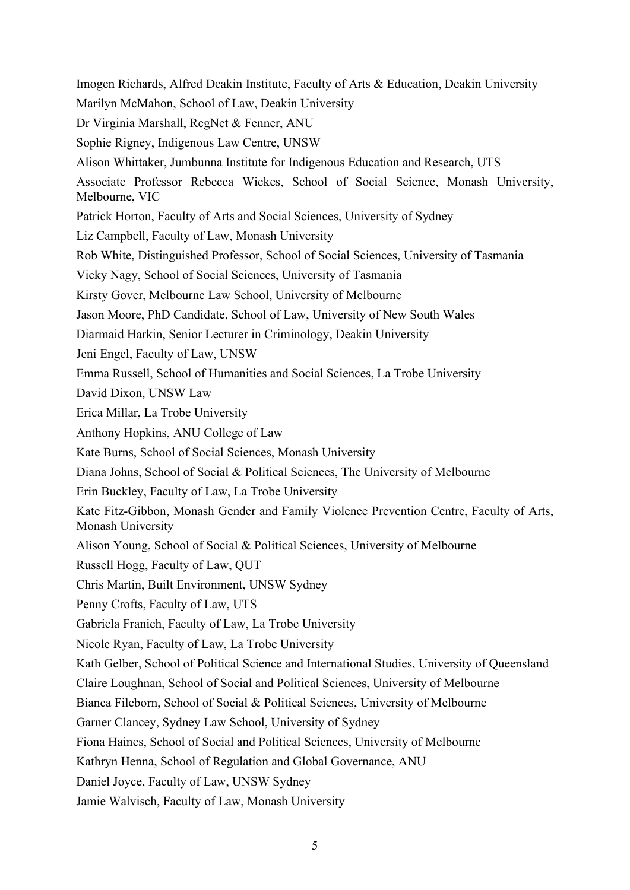Imogen Richards, Alfred Deakin Institute, Faculty of Arts & Education, Deakin University

Marilyn McMahon, School of Law, Deakin University

Dr Virginia Marshall, RegNet & Fenner, ANU

Sophie Rigney, Indigenous Law Centre, UNSW

Alison Whittaker, Jumbunna Institute for Indigenous Education and Research, UTS

Associate Professor Rebecca Wickes, School of Social Science, Monash University, Melbourne, VIC

Patrick Horton, Faculty of Arts and Social Sciences, University of Sydney

Liz Campbell, Faculty of Law, Monash University

Rob White, Distinguished Professor, School of Social Sciences, University of Tasmania

Vicky Nagy, School of Social Sciences, University of Tasmania

Kirsty Gover, Melbourne Law School, University of Melbourne

Jason Moore, PhD Candidate, School of Law, University of New South Wales

Diarmaid Harkin, Senior Lecturer in Criminology, Deakin University

Jeni Engel, Faculty of Law, UNSW

Emma Russell, School of Humanities and Social Sciences, La Trobe University

David Dixon, UNSW Law

Erica Millar, La Trobe University

Anthony Hopkins, ANU College of Law

Kate Burns, School of Social Sciences, Monash University

Diana Johns, School of Social & Political Sciences, The University of Melbourne

Erin Buckley, Faculty of Law, La Trobe University

Kate Fitz-Gibbon, Monash Gender and Family Violence Prevention Centre, Faculty of Arts, Monash University

Alison Young, School of Social & Political Sciences, University of Melbourne

Russell Hogg, Faculty of Law, QUT

Chris Martin, Built Environment, UNSW Sydney

Penny Crofts, Faculty of Law, UTS

Gabriela Franich, Faculty of Law, La Trobe University

Nicole Ryan, Faculty of Law, La Trobe University

Kath Gelber, School of Political Science and International Studies, University of Queensland

Claire Loughnan, School of Social and Political Sciences, University of Melbourne

Bianca Fileborn, School of Social & Political Sciences, University of Melbourne

Garner Clancey, Sydney Law School, University of Sydney

Fiona Haines, School of Social and Political Sciences, University of Melbourne

Kathryn Henna, School of Regulation and Global Governance, ANU

Daniel Joyce, Faculty of Law, UNSW Sydney

Jamie Walvisch, Faculty of Law, Monash University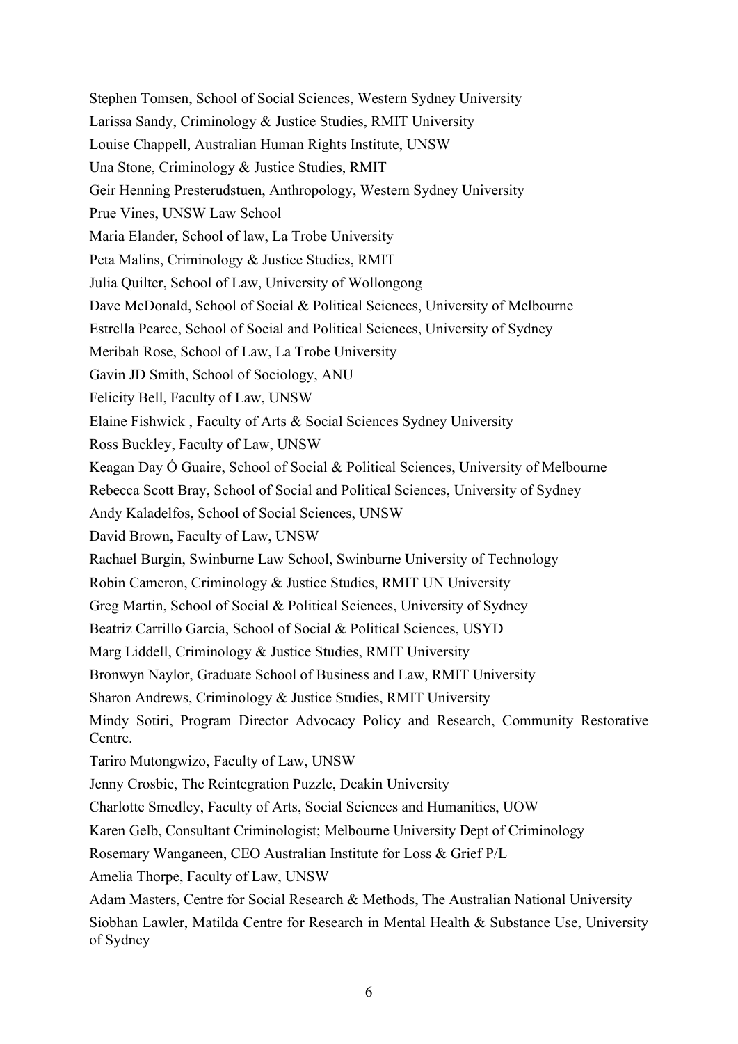Stephen Tomsen, School of Social Sciences, Western Sydney University

Larissa Sandy, Criminology & Justice Studies, RMIT University

Louise Chappell, Australian Human Rights Institute, UNSW

Una Stone, Criminology & Justice Studies, RMIT

Geir Henning Presterudstuen, Anthropology, Western Sydney University

Prue Vines, UNSW Law School

Maria Elander, School of law, La Trobe University

Peta Malins, Criminology & Justice Studies, RMIT

Julia Quilter, School of Law, University of Wollongong

Dave McDonald, School of Social & Political Sciences, University of Melbourne

Estrella Pearce, School of Social and Political Sciences, University of Sydney

Meribah Rose, School of Law, La Trobe University

Gavin JD Smith, School of Sociology, ANU

Felicity Bell, Faculty of Law, UNSW

Elaine Fishwick , Faculty of Arts & Social Sciences Sydney University

Ross Buckley, Faculty of Law, UNSW

Keagan Day Ó Guaire, School of Social & Political Sciences, University of Melbourne

Rebecca Scott Bray, School of Social and Political Sciences, University of Sydney

Andy Kaladelfos, School of Social Sciences, UNSW

David Brown, Faculty of Law, UNSW

Rachael Burgin, Swinburne Law School, Swinburne University of Technology

Robin Cameron, Criminology & Justice Studies, RMIT UN University

Greg Martin, School of Social & Political Sciences, University of Sydney

Beatriz Carrillo Garcia, School of Social & Political Sciences, USYD

Marg Liddell, Criminology & Justice Studies, RMIT University

Bronwyn Naylor, Graduate School of Business and Law, RMIT University

Sharon Andrews, Criminology & Justice Studies, RMIT University

Mindy Sotiri, Program Director Advocacy Policy and Research, Community Restorative Centre.

Tariro Mutongwizo, Faculty of Law, UNSW

Jenny Crosbie, The Reintegration Puzzle, Deakin University

Charlotte Smedley, Faculty of Arts, Social Sciences and Humanities, UOW

Karen Gelb, Consultant Criminologist; Melbourne University Dept of Criminology

Rosemary Wanganeen, CEO Australian Institute for Loss & Grief P/L

Amelia Thorpe, Faculty of Law, UNSW

Adam Masters, Centre for Social Research & Methods, The Australian National University

Siobhan Lawler, Matilda Centre for Research in Mental Health & Substance Use, University of Sydney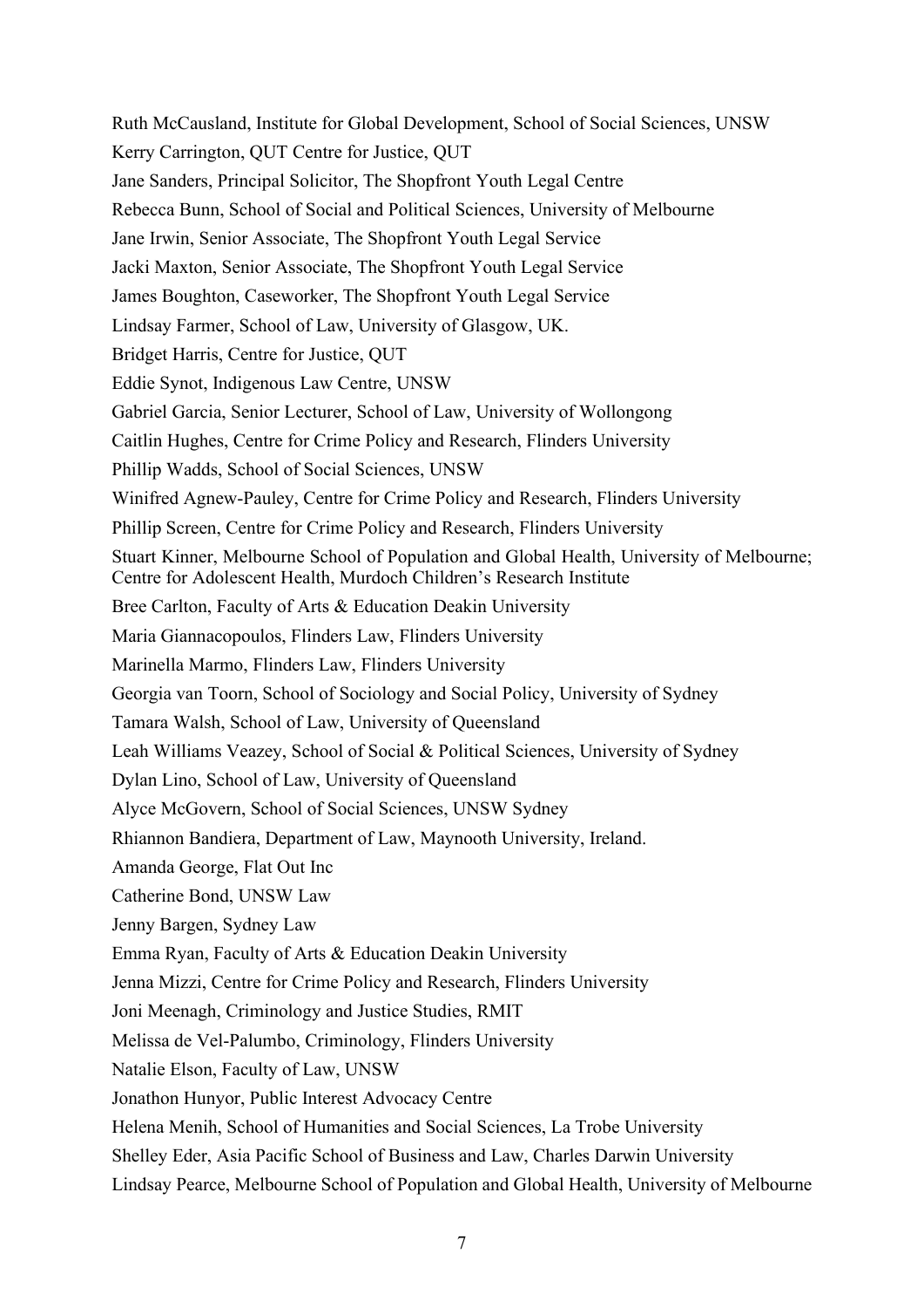Ruth McCausland, Institute for Global Development, School of Social Sciences, UNSW

Kerry Carrington, QUT Centre for Justice, QUT

Jane Sanders, Principal Solicitor, The Shopfront Youth Legal Centre

Rebecca Bunn, School of Social and Political Sciences, University of Melbourne

Jane Irwin, Senior Associate, The Shopfront Youth Legal Service

Jacki Maxton, Senior Associate, The Shopfront Youth Legal Service

James Boughton, Caseworker, The Shopfront Youth Legal Service

Lindsay Farmer, School of Law, University of Glasgow, UK.

Bridget Harris, Centre for Justice, QUT

Eddie Synot, Indigenous Law Centre, UNSW

Gabriel Garcia, Senior Lecturer, School of Law, University of Wollongong

Caitlin Hughes, Centre for Crime Policy and Research, Flinders University

Phillip Wadds, School of Social Sciences, UNSW

Winifred Agnew-Pauley, Centre for Crime Policy and Research, Flinders University

Phillip Screen, Centre for Crime Policy and Research, Flinders University

Stuart Kinner, Melbourne School of Population and Global Health, University of Melbourne; Centre for Adolescent Health, Murdoch Children's Research Institute

Bree Carlton, Faculty of Arts & Education Deakin University

Maria Giannacopoulos, Flinders Law, Flinders University

Marinella Marmo, Flinders Law, Flinders University

Georgia van Toorn, School of Sociology and Social Policy, University of Sydney

Tamara Walsh, School of Law, University of Queensland

Leah Williams Veazey, School of Social & Political Sciences, University of Sydney

Dylan Lino, School of Law, University of Queensland

Alyce McGovern, School of Social Sciences, UNSW Sydney

Rhiannon Bandiera, Department of Law, Maynooth University, Ireland.

Amanda George, Flat Out Inc

Catherine Bond, UNSW Law

Jenny Bargen, Sydney Law

Emma Ryan, Faculty of Arts & Education Deakin University

Jenna Mizzi, Centre for Crime Policy and Research, Flinders University

Joni Meenagh, Criminology and Justice Studies, RMIT

Melissa de Vel-Palumbo, Criminology, Flinders University

Natalie Elson, Faculty of Law, UNSW

Jonathon Hunyor, Public Interest Advocacy Centre

Helena Menih, School of Humanities and Social Sciences, La Trobe University

Shelley Eder, Asia Pacific School of Business and Law, Charles Darwin University

Lindsay Pearce, Melbourne School of Population and Global Health, University of Melbourne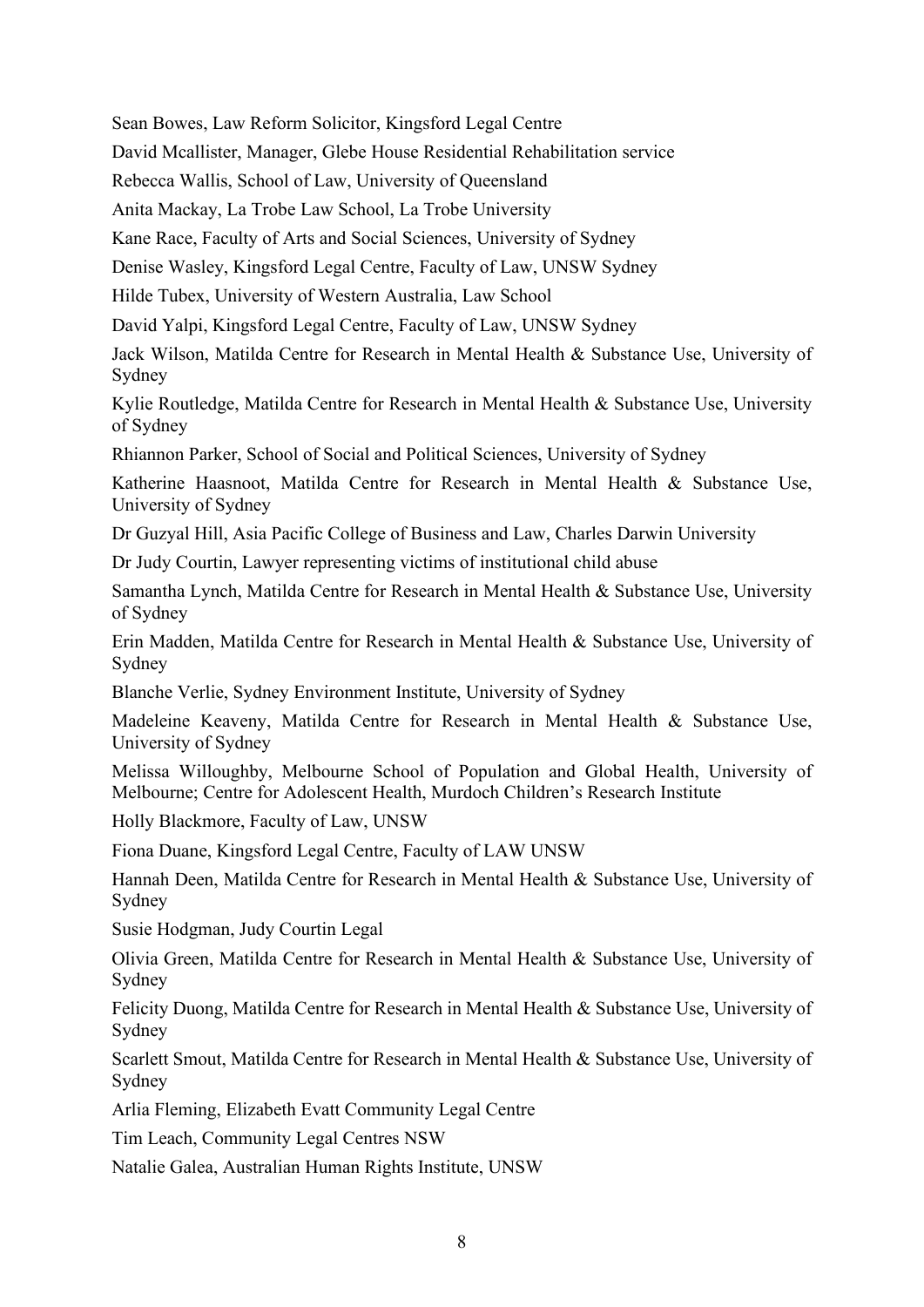Sean Bowes, Law Reform Solicitor, Kingsford Legal Centre

David Mcallister, Manager, Glebe House Residential Rehabilitation service

Rebecca Wallis, School of Law, University of Queensland

Anita Mackay, La Trobe Law School, La Trobe University

Kane Race, Faculty of Arts and Social Sciences, University of Sydney

Denise Wasley, Kingsford Legal Centre, Faculty of Law, UNSW Sydney

Hilde Tubex, University of Western Australia, Law School

David Yalpi, Kingsford Legal Centre, Faculty of Law, UNSW Sydney

Jack Wilson, Matilda Centre for Research in Mental Health & Substance Use, University of Sydney

Kylie Routledge, Matilda Centre for Research in Mental Health & Substance Use, University of Sydney

Rhiannon Parker, School of Social and Political Sciences, University of Sydney

Katherine Haasnoot, Matilda Centre for Research in Mental Health & Substance Use, University of Sydney

Dr Guzyal Hill, Asia Pacific College of Business and Law, Charles Darwin University

Dr Judy Courtin, Lawyer representing victims of institutional child abuse

Samantha Lynch, Matilda Centre for Research in Mental Health & Substance Use, University of Sydney

Erin Madden, Matilda Centre for Research in Mental Health & Substance Use, University of Sydney

Blanche Verlie, Sydney Environment Institute, University of Sydney

Madeleine Keaveny, Matilda Centre for Research in Mental Health & Substance Use, University of Sydney

Melissa Willoughby, Melbourne School of Population and Global Health, University of Melbourne; Centre for Adolescent Health, Murdoch Children's Research Institute

Holly Blackmore, Faculty of Law, UNSW

Fiona Duane, Kingsford Legal Centre, Faculty of LAW UNSW

Hannah Deen, Matilda Centre for Research in Mental Health & Substance Use, University of Sydney

Susie Hodgman, Judy Courtin Legal

Olivia Green, Matilda Centre for Research in Mental Health & Substance Use, University of Sydney

Felicity Duong, Matilda Centre for Research in Mental Health & Substance Use, University of Sydney

Scarlett Smout, Matilda Centre for Research in Mental Health & Substance Use, University of Sydney

Arlia Fleming, Elizabeth Evatt Community Legal Centre

Tim Leach, Community Legal Centres NSW

Natalie Galea, Australian Human Rights Institute, UNSW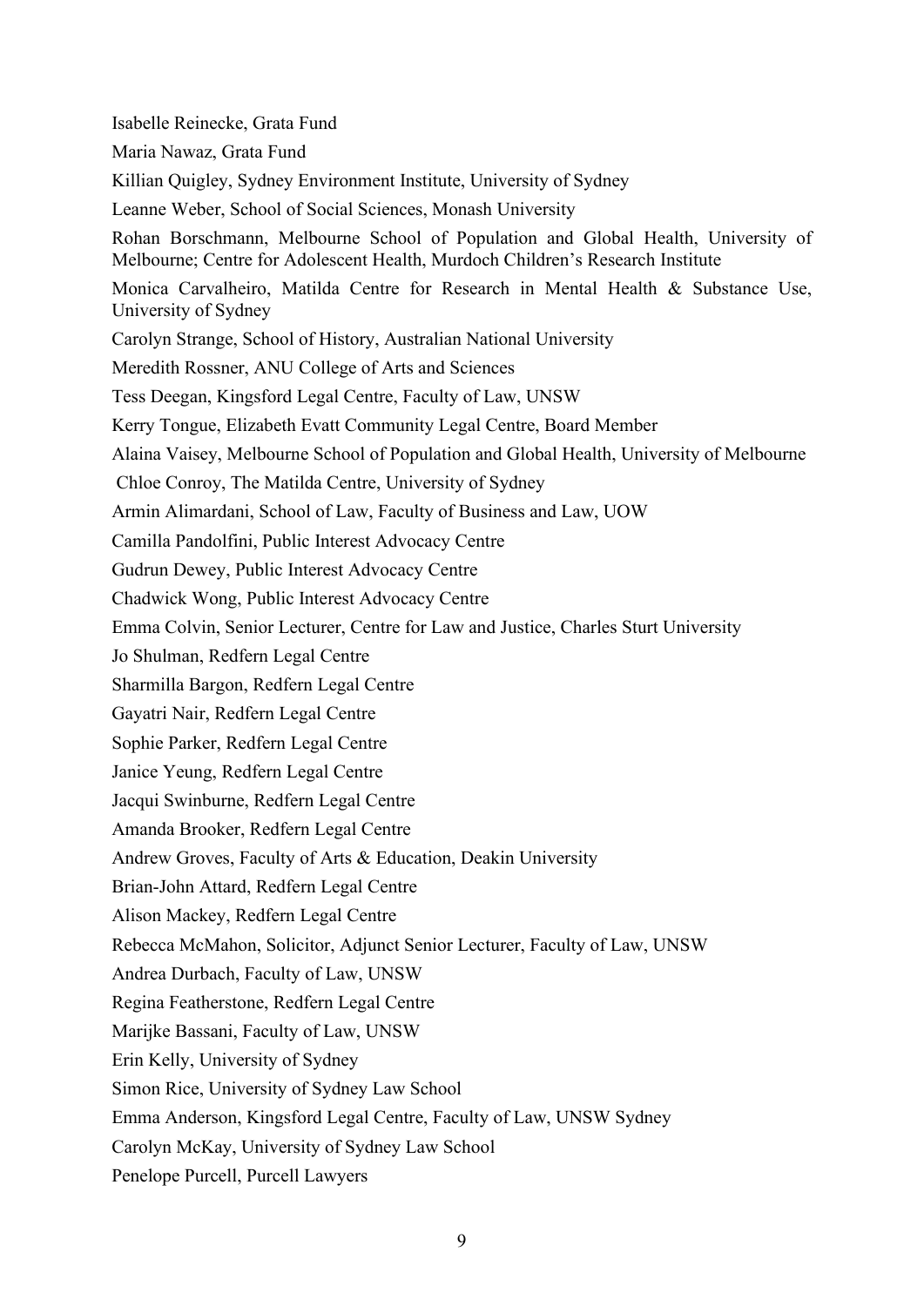Isabelle Reinecke, Grata Fund

Maria Nawaz, Grata Fund

Killian Quigley, Sydney Environment Institute, University of Sydney

Leanne Weber, School of Social Sciences, Monash University

Rohan Borschmann, Melbourne School of Population and Global Health, University of Melbourne; Centre for Adolescent Health, Murdoch Children's Research Institute

Monica Carvalheiro, Matilda Centre for Research in Mental Health & Substance Use, University of Sydney

Carolyn Strange, School of History, Australian National University

Meredith Rossner, ANU College of Arts and Sciences

Tess Deegan, Kingsford Legal Centre, Faculty of Law, UNSW

Kerry Tongue, Elizabeth Evatt Community Legal Centre, Board Member

Alaina Vaisey, Melbourne School of Population and Global Health, University of Melbourne

Chloe Conroy, The Matilda Centre, University of Sydney

Armin Alimardani, School of Law, Faculty of Business and Law, UOW

Camilla Pandolfini, Public Interest Advocacy Centre

Gudrun Dewey, Public Interest Advocacy Centre

Chadwick Wong, Public Interest Advocacy Centre

Emma Colvin, Senior Lecturer, Centre for Law and Justice, Charles Sturt University

Jo Shulman, Redfern Legal Centre

Sharmilla Bargon, Redfern Legal Centre

Gayatri Nair, Redfern Legal Centre

Sophie Parker, Redfern Legal Centre

Janice Yeung, Redfern Legal Centre

Jacqui Swinburne, Redfern Legal Centre

Amanda Brooker, Redfern Legal Centre

Andrew Groves, Faculty of Arts & Education, Deakin University

Brian-John Attard, Redfern Legal Centre

Alison Mackey, Redfern Legal Centre

Rebecca McMahon, Solicitor, Adjunct Senior Lecturer, Faculty of Law, UNSW

Andrea Durbach, Faculty of Law, UNSW

Regina Featherstone, Redfern Legal Centre

Marijke Bassani, Faculty of Law, UNSW

Erin Kelly, University of Sydney

Simon Rice, University of Sydney Law School

Emma Anderson, Kingsford Legal Centre, Faculty of Law, UNSW Sydney

Carolyn McKay, University of Sydney Law School

Penelope Purcell, Purcell Lawyers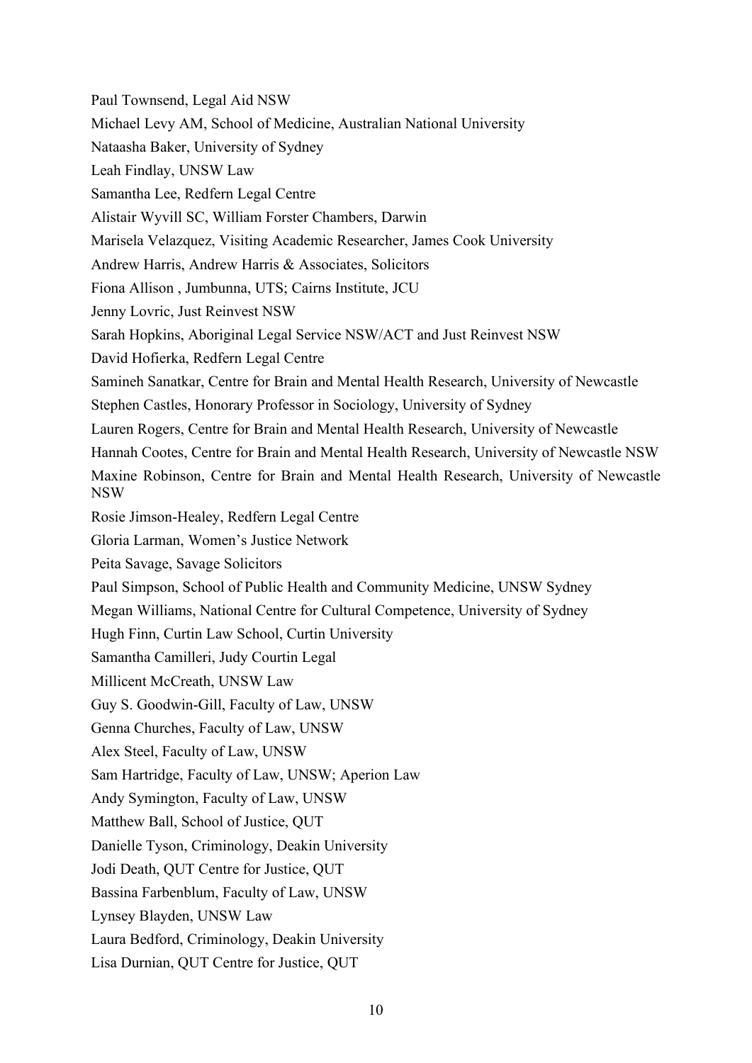Paul Townsend, Legal Aid NSW

Michael Levy AM, School of Medicine, Australian National University

Nataasha Baker, University of Sydney

Leah Findlay, UNSW Law

Samantha Lee, Redfern Legal Centre

Alistair Wyvill SC, William Forster Chambers, Darwin

Marisela Velazquez, Visiting Academic Researcher, James Cook University

Andrew Harris, Andrew Harris & Associates, Solicitors

Fiona Allison , Jumbunna, UTS; Cairns Institute, JCU

Jenny Lovric, Just Reinvest NSW

Sarah Hopkins, Aboriginal Legal Service NSW/ACT and Just Reinvest NSW

David Hofierka, Redfern Legal Centre

Samineh Sanatkar, Centre for Brain and Mental Health Research, University of Newcastle

Stephen Castles, Honorary Professor in Sociology, University of Sydney

Lauren Rogers, Centre for Brain and Mental Health Research, University of Newcastle

Hannah Cootes, Centre for Brain and Mental Health Research, University of Newcastle NSW

Maxine Robinson, Centre for Brain and Mental Health Research, University of Newcastle NSW

Rosie Jimson-Healey, Redfern Legal Centre

Gloria Larman, Women's Justice Network

Peita Savage, Savage Solicitors

Paul Simpson, School of Public Health and Community Medicine, UNSW Sydney

Megan Williams, National Centre for Cultural Competence, University of Sydney

Hugh Finn, Curtin Law School, Curtin University

Samantha Camilleri, Judy Courtin Legal

Millicent McCreath, UNSW Law

Guy S. Goodwin-Gill, Faculty of Law, UNSW

Genna Churches, Faculty of Law, UNSW

Alex Steel, Faculty of Law, UNSW

Sam Hartridge, Faculty of Law, UNSW; Aperion Law

Andy Symington, Faculty of Law, UNSW

Matthew Ball, School of Justice, QUT

Danielle Tyson, Criminology, Deakin University

Jodi Death, QUT Centre for Justice, QUT

Bassina Farbenblum, Faculty of Law, UNSW

Lynsey Blayden, UNSW Law

Laura Bedford, Criminology, Deakin University

Lisa Durnian, QUT Centre for Justice, QUT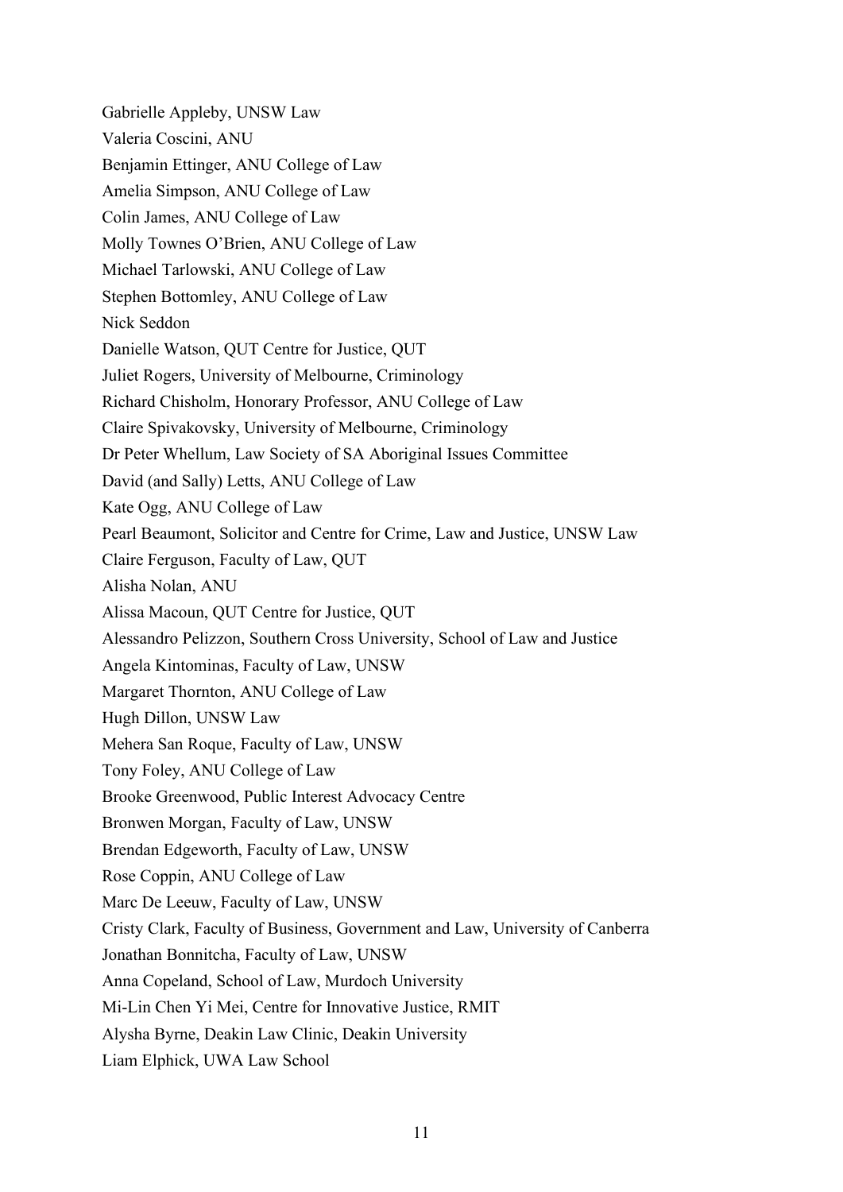Gabrielle Appleby, UNSW Law

Valeria Coscini, ANU

Benjamin Ettinger, ANU College of Law

Amelia Simpson, ANU College of Law

Colin James, ANU College of Law

Molly Townes O'Brien, ANU College of Law

Michael Tarlowski, ANU College of Law

Stephen Bottomley, ANU College of Law

Nick Seddon

Danielle Watson, QUT Centre for Justice, QUT

Juliet Rogers, University of Melbourne, Criminology

Richard Chisholm, Honorary Professor, ANU College of Law

Claire Spivakovsky, University of Melbourne, Criminology

Dr Peter Whellum, Law Society of SA Aboriginal Issues Committee

David (and Sally) Letts, ANU College of Law

Kate Ogg, ANU College of Law

Pearl Beaumont, Solicitor and Centre for Crime, Law and Justice, UNSW Law

Claire Ferguson, Faculty of Law, QUT

Alisha Nolan, ANU

Alissa Macoun, QUT Centre for Justice, QUT

Alessandro Pelizzon, Southern Cross University, School of Law and Justice

Angela Kintominas, Faculty of Law, UNSW

Margaret Thornton, ANU College of Law

Hugh Dillon, UNSW Law

Mehera San Roque, Faculty of Law, UNSW

Tony Foley, ANU College of Law

Brooke Greenwood, Public Interest Advocacy Centre

Bronwen Morgan, Faculty of Law, UNSW

Brendan Edgeworth, Faculty of Law, UNSW

Rose Coppin, ANU College of Law

Marc De Leeuw, Faculty of Law, UNSW

Cristy Clark, Faculty of Business, Government and Law, University of Canberra

Jonathan Bonnitcha, Faculty of Law, UNSW

Anna Copeland, School of Law, Murdoch University

Mi-Lin Chen Yi Mei, Centre for Innovative Justice, RMIT

Alysha Byrne, Deakin Law Clinic, Deakin University

Liam Elphick, UWA Law School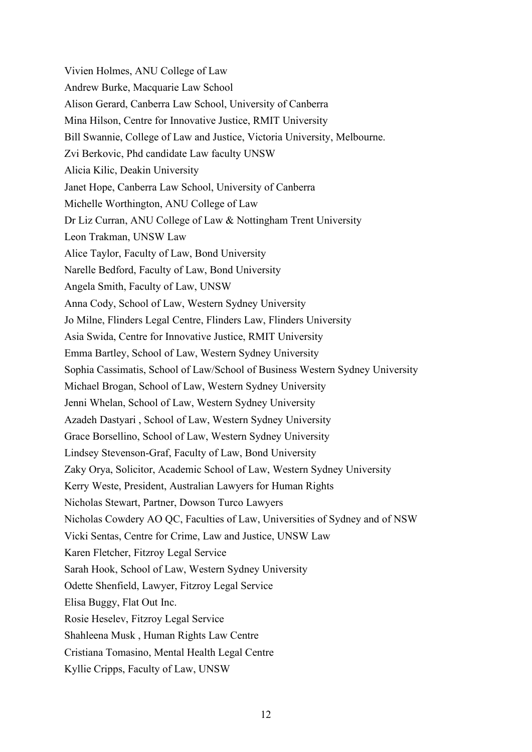Vivien Holmes, ANU College of Law

Andrew Burke, Macquarie Law School

Alison Gerard, Canberra Law School, University of Canberra

Mina Hilson, Centre for Innovative Justice, RMIT University

Bill Swannie, College of Law and Justice, Victoria University, Melbourne.

Zvi Berkovic, Phd candidate Law faculty UNSW

Alicia Kilic, Deakin University

Janet Hope, Canberra Law School, University of Canberra

Michelle Worthington, ANU College of Law

Dr Liz Curran, ANU College of Law & Nottingham Trent University

Leon Trakman, UNSW Law

Alice Taylor, Faculty of Law, Bond University

Narelle Bedford, Faculty of Law, Bond University

Angela Smith, Faculty of Law, UNSW

Anna Cody, School of Law, Western Sydney University

Jo Milne, Flinders Legal Centre, Flinders Law, Flinders University

Asia Swida, Centre for Innovative Justice, RMIT University

Emma Bartley, School of Law, Western Sydney University

Sophia Cassimatis, School of Law/School of Business Western Sydney University

Michael Brogan, School of Law, Western Sydney University

Jenni Whelan, School of Law, Western Sydney University

Azadeh Dastyari , School of Law, Western Sydney University

Grace Borsellino, School of Law, Western Sydney University

Lindsey Stevenson-Graf, Faculty of Law, Bond University

Zaky Orya, Solicitor, Academic School of Law, Western Sydney University

Kerry Weste, President, Australian Lawyers for Human Rights

Nicholas Stewart, Partner, Dowson Turco Lawyers

Nicholas Cowdery AO QC, Faculties of Law, Universities of Sydney and of NSW

Vicki Sentas, Centre for Crime, Law and Justice, UNSW Law

Karen Fletcher, Fitzroy Legal Service

Sarah Hook, School of Law, Western Sydney University

Odette Shenfield, Lawyer, Fitzroy Legal Service

Elisa Buggy, Flat Out Inc.

Rosie Heselev, Fitzroy Legal Service

Shahleena Musk , Human Rights Law Centre

Cristiana Tomasino, Mental Health Legal Centre

Kyllie Cripps, Faculty of Law, UNSW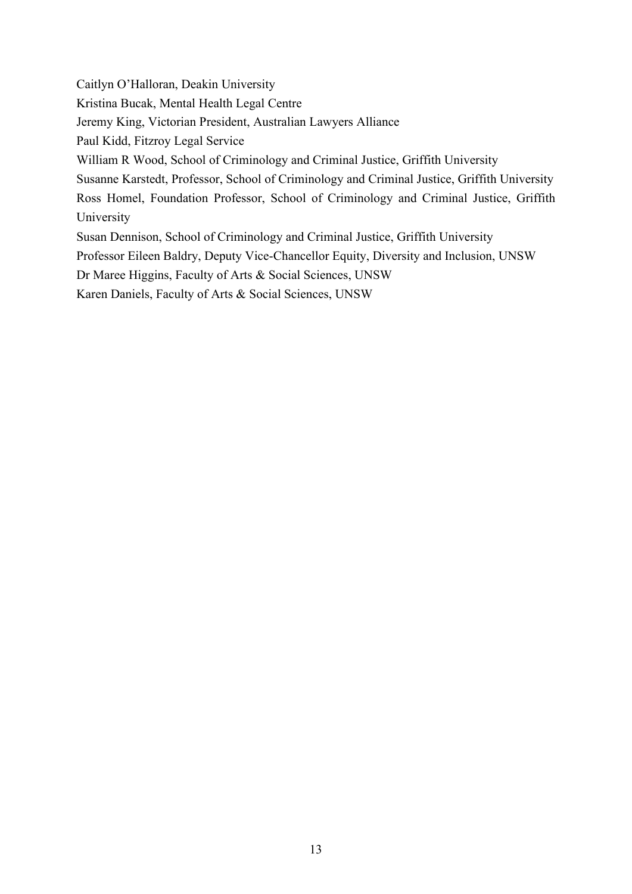Caitlyn O'Halloran, Deakin University

Kristina Bucak, Mental Health Legal Centre

Jeremy King, Victorian President, Australian Lawyers Alliance

Paul Kidd, Fitzroy Legal Service

William R Wood, School of Criminology and Criminal Justice, Griffith University

Susanne Karstedt, Professor, School of Criminology and Criminal Justice, Griffith University

Ross Homel, Foundation Professor, School of Criminology and Criminal Justice, Griffith University

Susan Dennison, School of Criminology and Criminal Justice, Griffith University

Professor Eileen Baldry, Deputy Vice-Chancellor Equity, Diversity and Inclusion, UNSW

Dr Maree Higgins, Faculty of Arts & Social Sciences, UNSW

Karen Daniels, Faculty of Arts & Social Sciences, UNSW